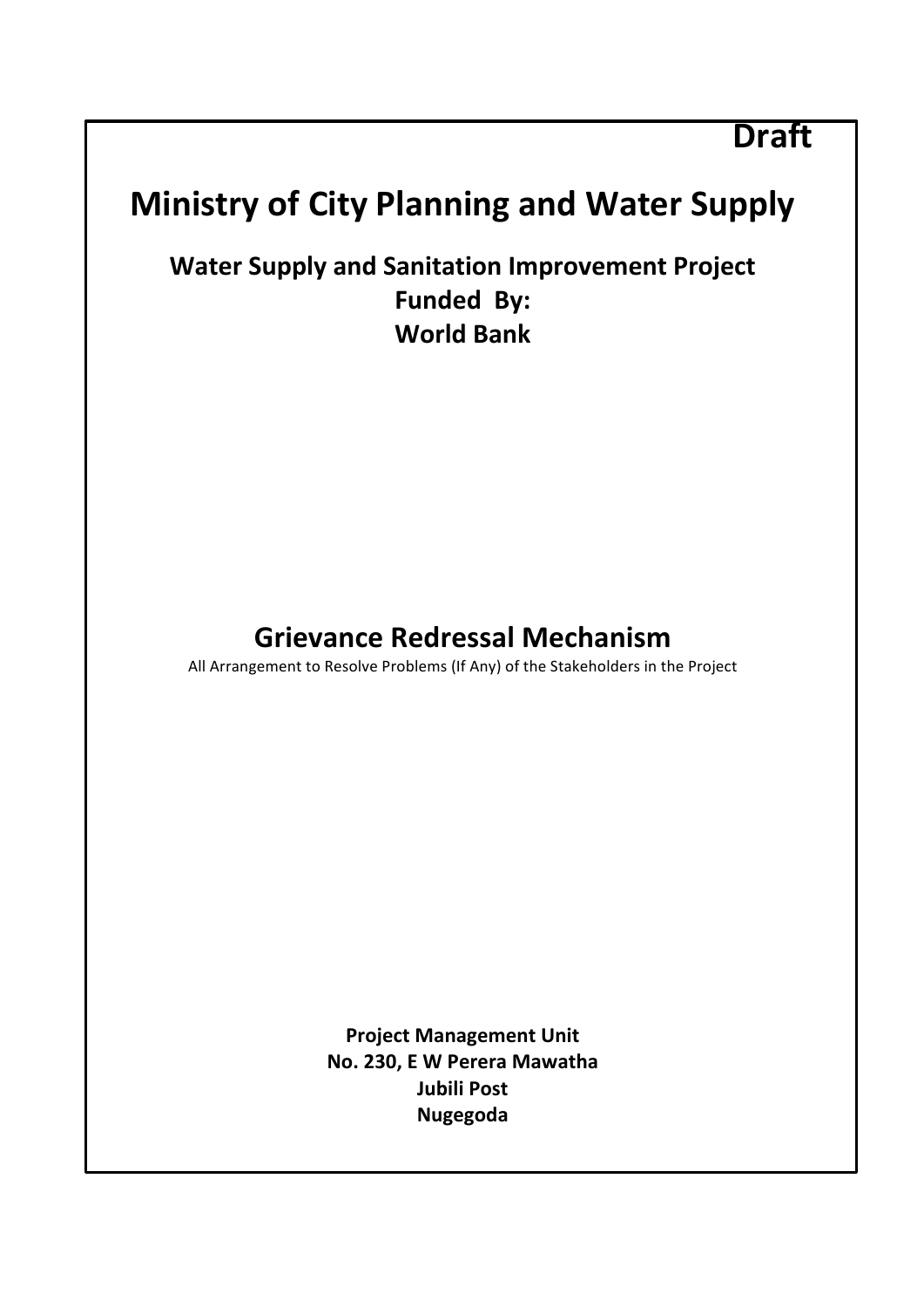**Draft**

# Ministry of City Planning and Water Supply

**Water Supply and Sanitation Improvement Project**
**Funded By:**
**World Bank**

## Grievance Redressal Mechanism

All Arrangement to Resolve Problems (If Any) of the Stakeholders in the Project

**Project Management Unit**
**No. 230, E W Perera Mawatha**
**Jubili Post**
**Nugegoda**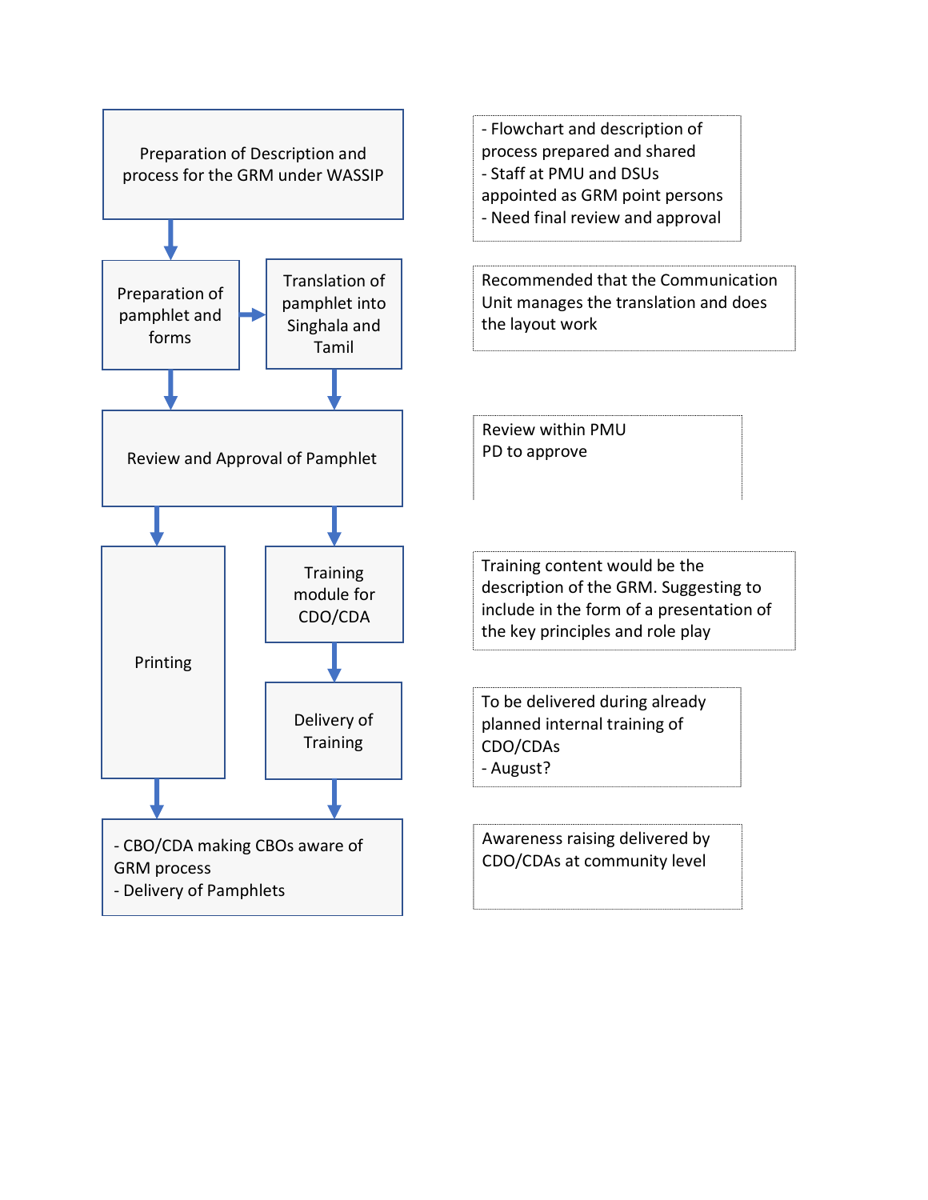| Process step | Notes |
| --- | --- |
| Preparation of Description and process for the GRM under WASSIP | - Flowchart and description of process prepared and shared<br>- Staff at PMU and DSUs appointed as GRM point persons<br>- Need final review and approval |
| Preparation of pamphlet and forms → Translation of pamphlet into Singhala and Tamil | Recommended that the Communication Unit manages the translation and does the layout work |
| Review and Approval of Pamphlet | Review within PMU<br>PD to approve |
| Printing | |
| Training module for CDO/CDA | Training content would be the description of the GRM. Suggesting to include in the form of a presentation of the key principles and role play |
| Delivery of Training | To be delivered during already planned internal training of CDO/CDAs<br>- August? |
| - CBO/CDA making CBOs aware of GRM process<br>- Delivery of Pamphlets | Awareness raising delivered by CDO/CDAs at community level |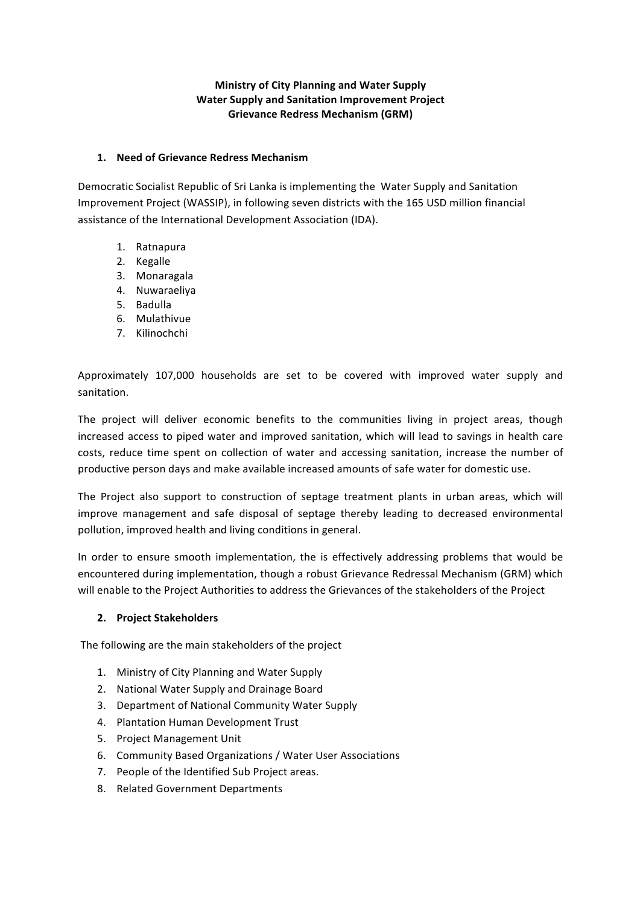**Ministry of City Planning and Water Supply**
**Water Supply and Sanitation Improvement Project**
**Grievance Redress Mechanism (GRM)**

## 1. Need of Grievance Redress Mechanism

Democratic Socialist Republic of Sri Lanka is implementing the Water Supply and Sanitation Improvement Project (WASSIP), in following seven districts with the 165 USD million financial assistance of the International Development Association (IDA).

1. Ratnapura
2. Kegalle
3. Monaragala
4. Nuwaraeliya
5. Badulla
6. Mulathivue
7. Kilinochchi

Approximately 107,000 households are set to be covered with improved water supply and sanitation.

The project will deliver economic benefits to the communities living in project areas, though increased access to piped water and improved sanitation, which will lead to savings in health care costs, reduce time spent on collection of water and accessing sanitation, increase the number of productive person days and make available increased amounts of safe water for domestic use.

The Project also support to construction of septage treatment plants in urban areas, which will improve management and safe disposal of septage thereby leading to decreased environmental pollution, improved health and living conditions in general.

In order to ensure smooth implementation, the is effectively addressing problems that would be encountered during implementation, though a robust Grievance Redressal Mechanism (GRM) which will enable to the Project Authorities to address the Grievances of the stakeholders of the Project

## 2. Project Stakeholders

The following are the main stakeholders of the project

1. Ministry of City Planning and Water Supply
2. National Water Supply and Drainage Board
3. Department of National Community Water Supply
4. Plantation Human Development Trust
5. Project Management Unit
6. Community Based Organizations / Water User Associations
7. People of the Identified Sub Project areas.
8. Related Government Departments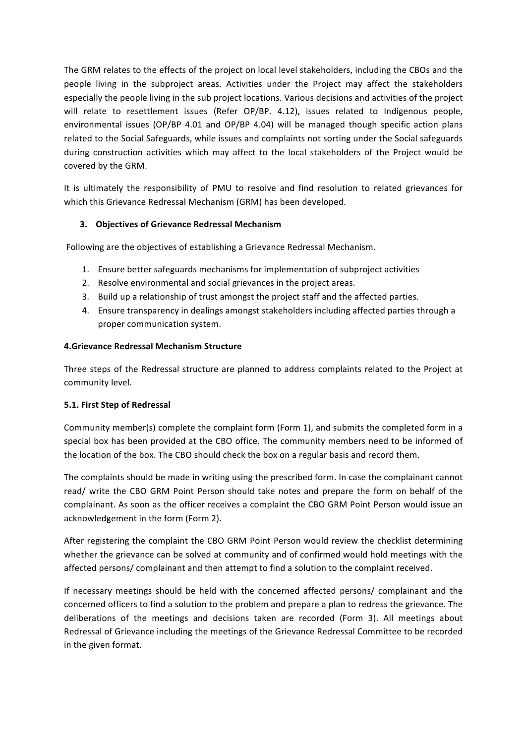The GRM relates to the effects of the project on local level stakeholders, including the CBOs and the people living in the subproject areas. Activities under the Project may affect the stakeholders especially the people living in the sub project locations. Various decisions and activities of the project will relate to resettlement issues (Refer OP/BP. 4.12), issues related to Indigenous people, environmental issues (OP/BP 4.01 and OP/BP 4.04) will be managed though specific action plans related to the Social Safeguards, while issues and complaints not sorting under the Social safeguards during construction activities which may affect to the local stakeholders of the Project would be covered by the GRM.

It is ultimately the responsibility of PMU to resolve and find resolution to related grievances for which this Grievance Redressal Mechanism (GRM) has been developed.

### 3. Objectives of Grievance Redressal Mechanism

Following are the objectives of establishing a Grievance Redressal Mechanism.

1. Ensure better safeguards mechanisms for implementation of subproject activities
2. Resolve environmental and social grievances in the project areas.
3. Build up a relationship of trust amongst the project staff and the affected parties.
4. Ensure transparency in dealings amongst stakeholders including affected parties through a proper communication system.

### 4.Grievance Redressal Mechanism Structure

Three steps of the Redressal structure are planned to address complaints related to the Project at community level.

#### 5.1. First Step of Redressal

Community member(s) complete the complaint form (Form 1), and submits the completed form in a special box has been provided at the CBO office. The community members need to be informed of the location of the box. The CBO should check the box on a regular basis and record them.

The complaints should be made in writing using the prescribed form. In case the complainant cannot read/ write the CBO GRM Point Person should take notes and prepare the form on behalf of the complainant. As soon as the officer receives a complaint the CBO GRM Point Person would issue an acknowledgement in the form (Form 2).

After registering the complaint the CBO GRM Point Person would review the checklist determining whether the grievance can be solved at community and of confirmed would hold meetings with the affected persons/ complainant and then attempt to find a solution to the complaint received.

If necessary meetings should be held with the concerned affected persons/ complainant and the concerned officers to find a solution to the problem and prepare a plan to redress the grievance. The deliberations of the meetings and decisions taken are recorded (Form 3). All meetings about Redressal of Grievance including the meetings of the Grievance Redressal Committee to be recorded in the given format.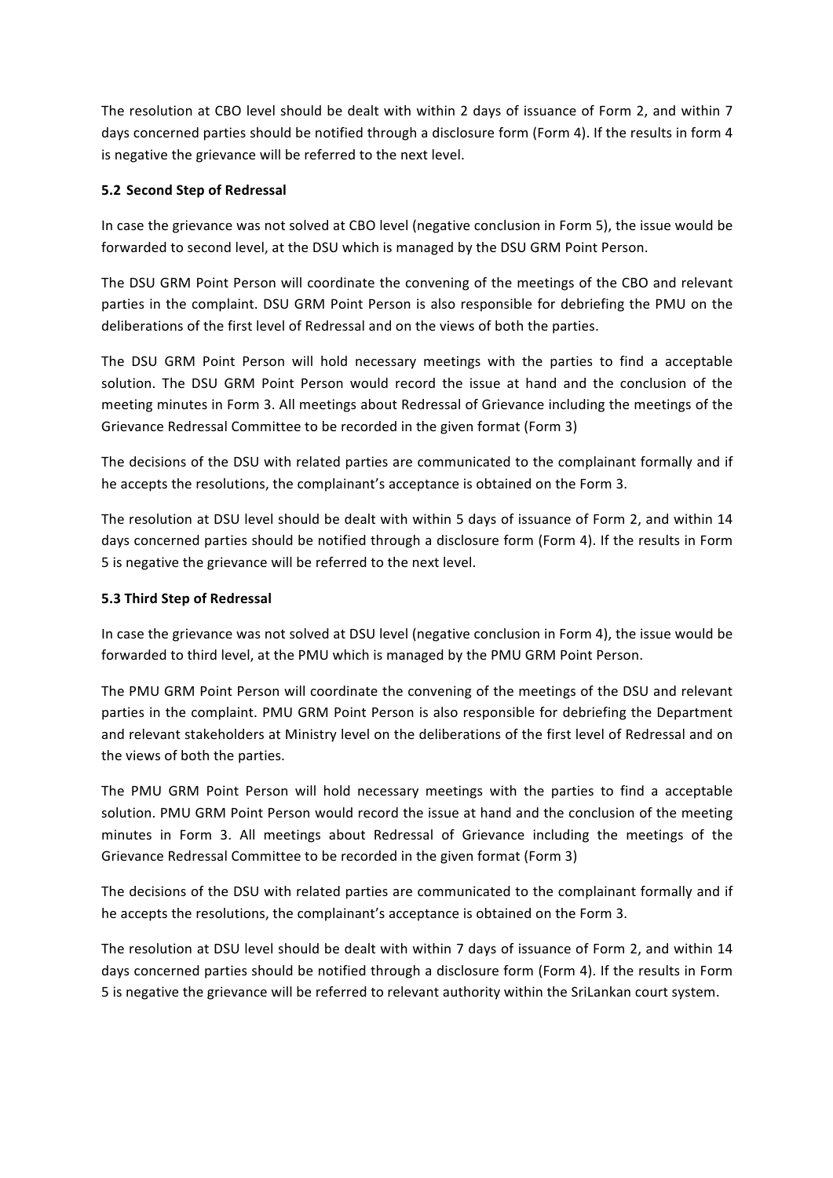The resolution at CBO level should be dealt with within 2 days of issuance of Form 2, and within 7 days concerned parties should be notified through a disclosure form (Form 4). If the results in form 4 is negative the grievance will be referred to the next level.

### 5.2 Second Step of Redressal

In case the grievance was not solved at CBO level (negative conclusion in Form 5), the issue would be forwarded to second level, at the DSU which is managed by the DSU GRM Point Person.

The DSU GRM Point Person will coordinate the convening of the meetings of the CBO and relevant parties in the complaint. DSU GRM Point Person is also responsible for debriefing the PMU on the deliberations of the first level of Redressal and on the views of both the parties.

The DSU GRM Point Person will hold necessary meetings with the parties to find a acceptable solution. The DSU GRM Point Person would record the issue at hand and the conclusion of the meeting minutes in Form 3. All meetings about Redressal of Grievance including the meetings of the Grievance Redressal Committee to be recorded in the given format (Form 3)

The decisions of the DSU with related parties are communicated to the complainant formally and if he accepts the resolutions, the complainant's acceptance is obtained on the Form 3.

The resolution at DSU level should be dealt with within 5 days of issuance of Form 2, and within 14 days concerned parties should be notified through a disclosure form (Form 4). If the results in Form 5 is negative the grievance will be referred to the next level.

### 5.3 Third Step of Redressal

In case the grievance was not solved at DSU level (negative conclusion in Form 4), the issue would be forwarded to third level, at the PMU which is managed by the PMU GRM Point Person.

The PMU GRM Point Person will coordinate the convening of the meetings of the DSU and relevant parties in the complaint. PMU GRM Point Person is also responsible for debriefing the Department and relevant stakeholders at Ministry level on the deliberations of the first level of Redressal and on the views of both the parties.

The PMU GRM Point Person will hold necessary meetings with the parties to find a acceptable solution. PMU GRM Point Person would record the issue at hand and the conclusion of the meeting minutes in Form 3. All meetings about Redressal of Grievance including the meetings of the Grievance Redressal Committee to be recorded in the given format (Form 3)

The decisions of the DSU with related parties are communicated to the complainant formally and if he accepts the resolutions, the complainant's acceptance is obtained on the Form 3.

The resolution at DSU level should be dealt with within 7 days of issuance of Form 2, and within 14 days concerned parties should be notified through a disclosure form (Form 4). If the results in Form 5 is negative the grievance will be referred to relevant authority within the SriLankan court system.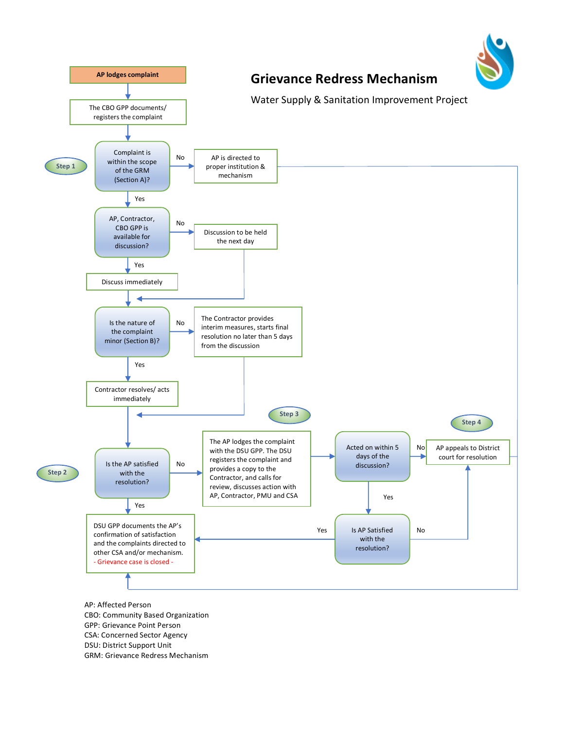# Grievance Redress Mechanism

Water Supply & Sanitation Improvement Project

AP lodges complaint

The CBO GPP documents/ registers the complaint

Step 1

Complaint is within the scope of the GRM (Section A)?

No → AP is directed to proper institution & mechanism

Yes

AP, Contractor, CBO GPP is available for discussion?

No → Discussion to be held the next day

Yes

Discuss immediately

Is the nature of the complaint minor (Section B)?

No → The Contractor provides interim measures, starts final resolution no later than 5 days from the discussion

Yes

Contractor resolves/ acts immediately

Step 2

Is the AP satisfied with the resolution?

No → Step 3: The AP lodges the complaint with the DSU GPP. The DSU registers the complaint and provides a copy to the Contractor, and calls for review, discusses action with AP, Contractor, PMU and CSA

Acted on within 5 days of the discussion?

No → Step 4: AP appeals to District court for resolution

Yes

Is AP Satisfied with the resolution?

No → AP appeals to District court for resolution

Yes

DSU GPP documents the AP's confirmation of satisfaction and the complaints directed to other CSA and/or mechanism.
- Grievance case is closed -

AP: Affected Person
CBO: Community Based Organization
GPP: Grievance Point Person
CSA: Concerned Sector Agency
DSU: District Support Unit
GRM: Grievance Redress Mechanism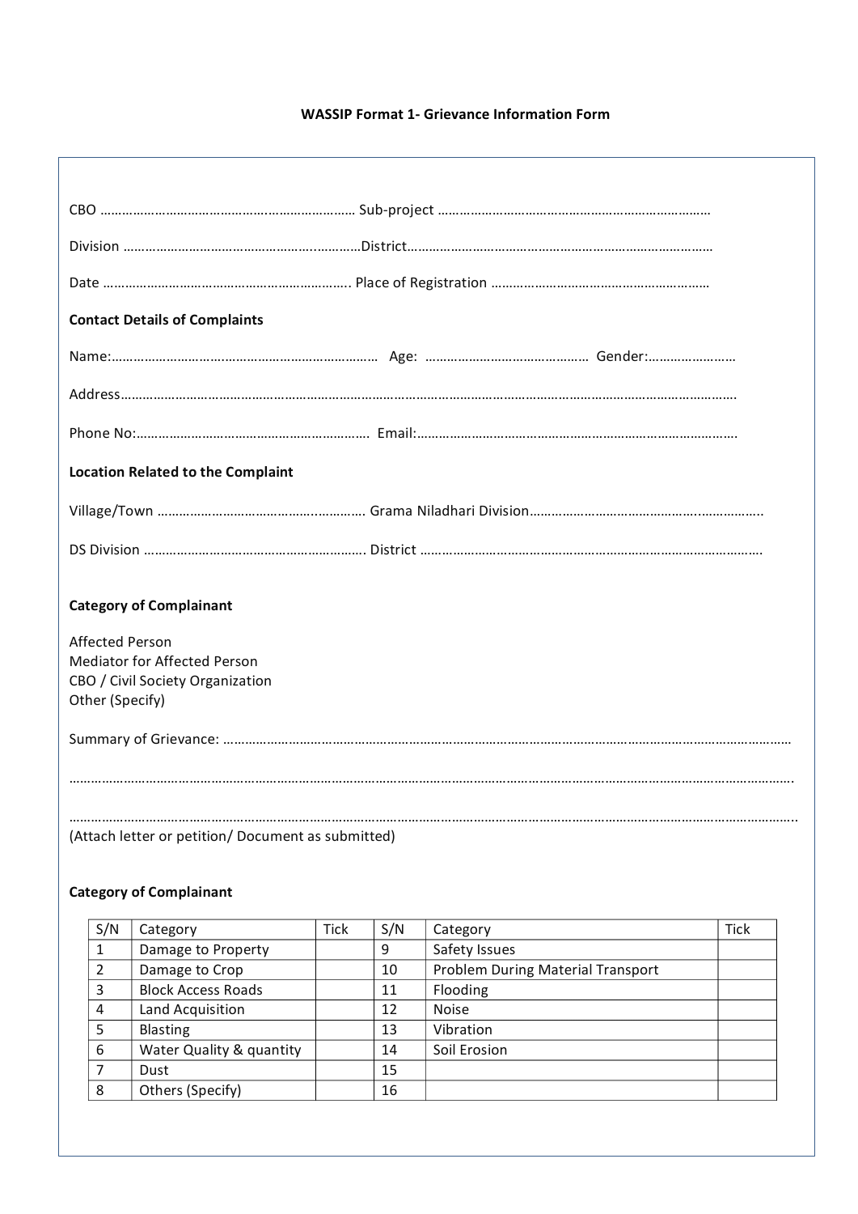### WASSIP Format 1- Grievance Information Form

CBO ……………………………………………………………… Sub-project …………………………………………………………………

Division …………………………………………………..…………District…………………………………………………………………………

Date ………………………………………………………….. Place of Registration ……………………………………………………

**Contact Details of Complaints**

Name:………………………………………………………………… Age: …………………………………… Gender:……………………

Address………………………………………………………………………………………………………………………………………………

Phone No:……………………………………………………… Email:……………………………………………………………………………

**Location Related to the Complaint**

Village/Town ……………………………………….…………. Grama Niladhari Division…………………………………………..…………….

DS Division ……………………………………………………. District ………………………………………………………………………………

**Category of Complainant**

Affected Person
Mediator for Affected Person
CBO / Civil Society Organization
Other (Specify)

Summary of Grievance: …………………………………………………………………………………………………………………………………

…………………………………………………………………………………………………………………………………………………………………

…………………………………………………………………………………………………………………………………………………………………
(Attach letter or petition/ Document as submitted)

**Category of Complainant**

| S/N | Category | Tick | S/N | Category | Tick |
|---|---|---|---|---|---|
| 1 | Damage to Property | | 9 | Safety Issues | |
| 2 | Damage to Crop | | 10 | Problem During Material Transport | |
| 3 | Block Access Roads | | 11 | Flooding | |
| 4 | Land Acquisition | | 12 | Noise | |
| 5 | Blasting | | 13 | Vibration | |
| 6 | Water Quality & quantity | | 14 | Soil Erosion | |
| 7 | Dust | | 15 | | |
| 8 | Others (Specify) | | 16 | | |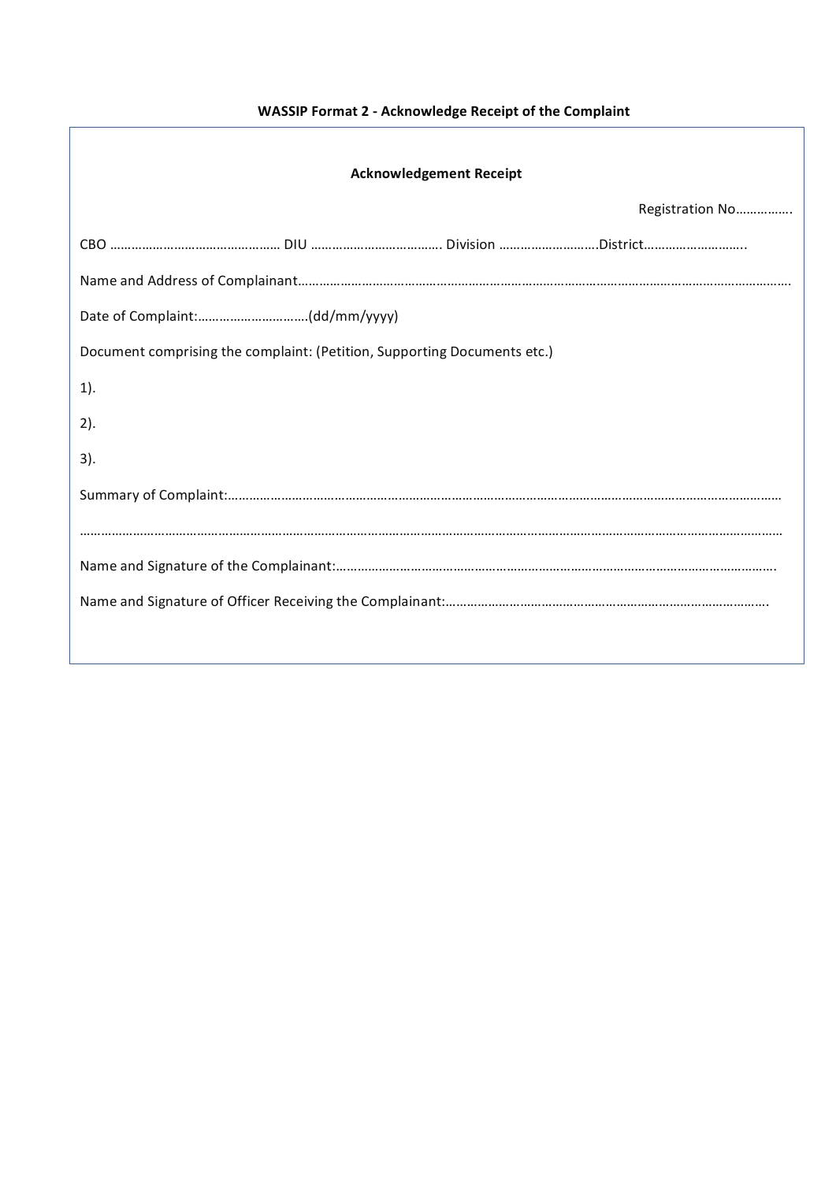**WASSIP Format 2 - Acknowledge Receipt of the Complaint**

**Acknowledgement Receipt**

Registration No…………….

CBO ………………………………………… DIU ………………………………. Division ……………………….District……………………….

Name and Address of Complainant……………………………………………………………………………………………………………………………

Date of Complaint:………………………….(dd/mm/yyyy)

Document comprising the complaint: (Petition, Supporting Documents etc.)

1).

2).

3).

Summary of Complaint:………………………………………………………………………………………………………………………………………

……………………………………………………………………………………………………………………………………………………………………

Name and Signature of the Complainant:……………………………………………………………………………………………………….

Name and Signature of Officer Receiving the Complainant:……………………………………………………………………………….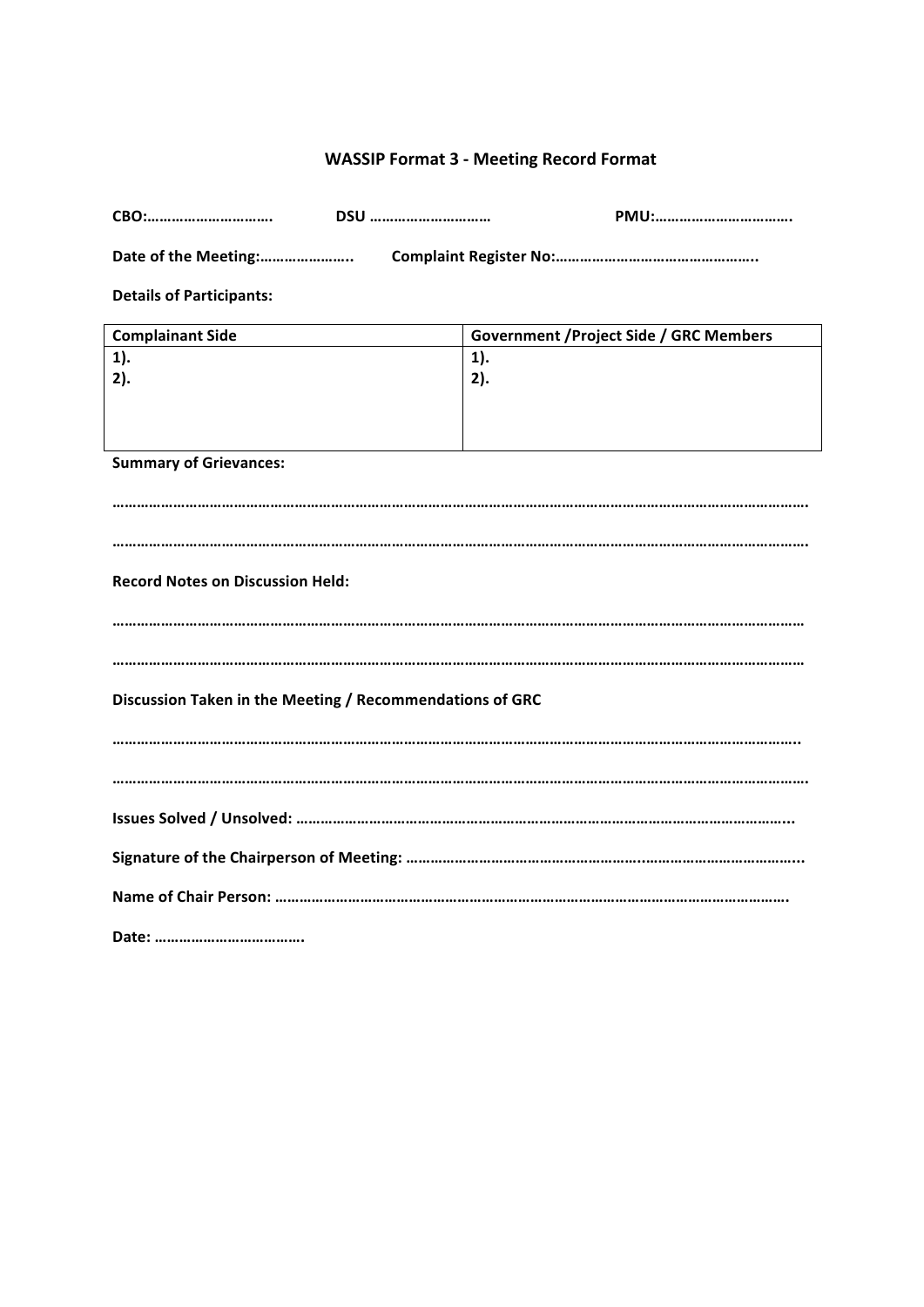### WASSIP Format 3 - Meeting Record Format

**CBO:…………………………. DSU ………………………… PMU:…………………………….**

**Date of the Meeting:………………….. Complaint Register No:…………………………………………..**

**Details of Participants:**

| Complainant Side | Government /Project Side / GRC Members |
| --- | --- |
| 1).<br>2). | 1).<br>2). |

**Summary of Grievances:**

………………………………………………………………………………………………………………………………………………….

………………………………………………………………………………………………………………………………………………….

**Record Notes on Discussion Held:**

…………………………………………………………………………………………………………………………………………………

…………………………………………………………………………………………………………………………………………………

**Discussion Taken in the Meeting / Recommendations of GRC**

………………………………………………………………………………………………………………………………………………..

………………………………………………………………………………………………………………………………………………….

**Issues Solved / Unsolved: ………………………………………………………………………………………………………..**

**Signature of the Chairperson of Meeting: …………………………………………………..………………………………...**

**Name of Chair Person: …………………………………………………………………………………………………………….**

**Date: ……………………………….**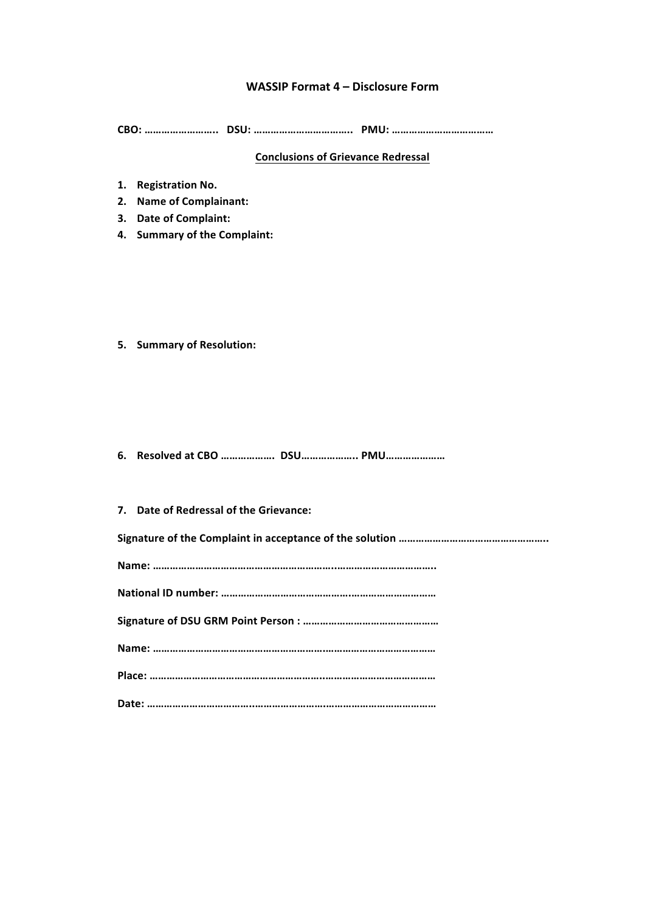## WASSIP Format 4 – Disclosure Form

**CBO: …………………….. DSU: …………………………….. PMU: ………………………………**

**<u>Conclusions of Grievance Redressal</u>**

1. **Registration No.**
2. **Name of Complainant:**
3. **Date of Complaint:**
4. **Summary of the Complaint:**

5. **Summary of Resolution:**

6. **Resolved at CBO ………………. DSU……………….. PMU…………………**

7. **Date of Redressal of the Grievance:**

**Signature of the Complaint in acceptance of the solution ……………………………………………..**

**Name: ………………………………………………………..……………………………..**

**National ID number: ………………………………………….……………………………**

**Signature of DSU GRM Point Person : …………………………………………**

**Name: ………………………………………………………………………………………**

**Place: ……………………………………………………….…………………………………**

**Date: ……………………………..………………………….…………………………………**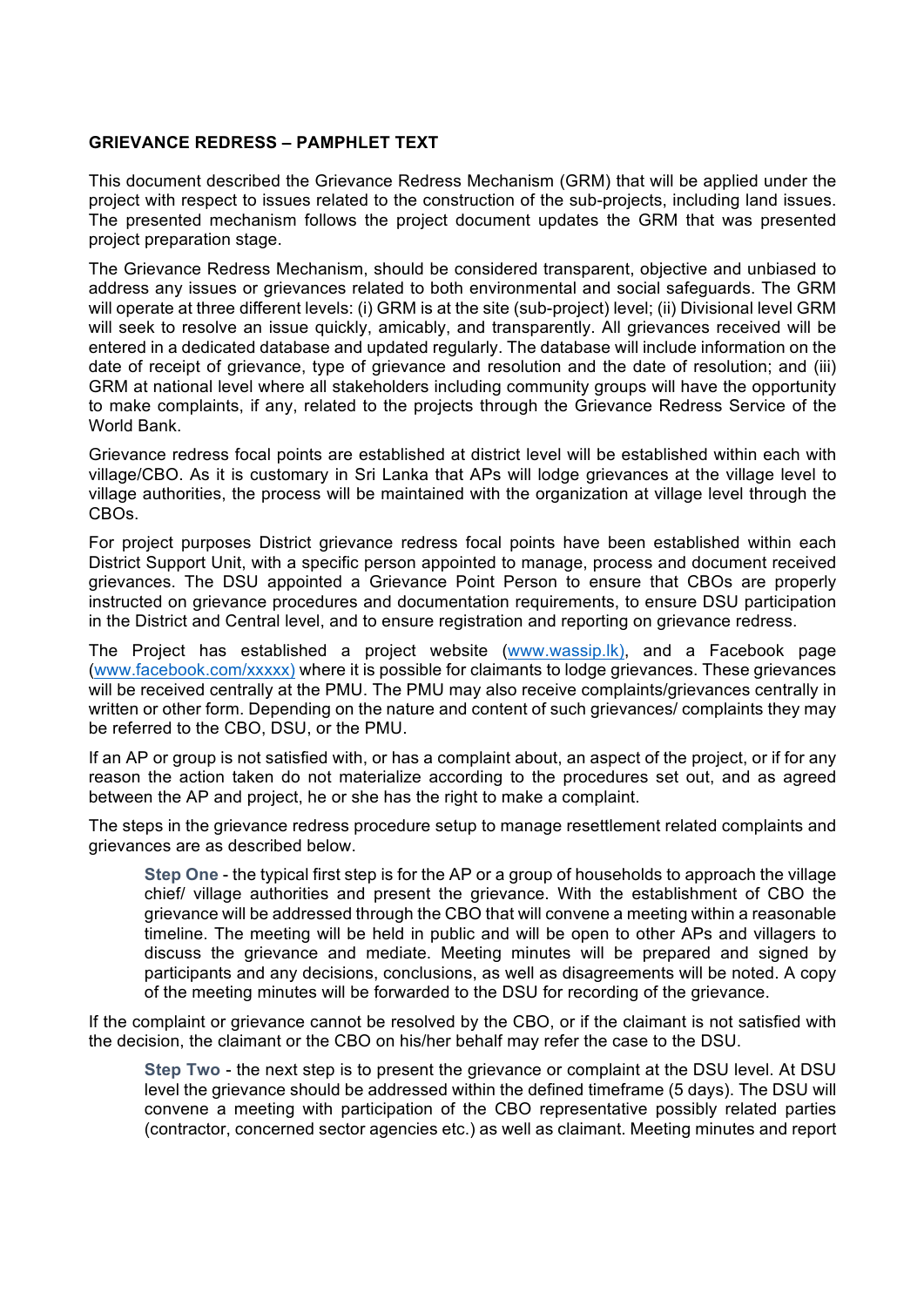**GRIEVANCE REDRESS – PAMPHLET TEXT**

This document described the Grievance Redress Mechanism (GRM) that will be applied under the project with respect to issues related to the construction of the sub-projects, including land issues. The presented mechanism follows the project document updates the GRM that was presented project preparation stage.

The Grievance Redress Mechanism, should be considered transparent, objective and unbiased to address any issues or grievances related to both environmental and social safeguards. The GRM will operate at three different levels: (i) GRM is at the site (sub-project) level; (ii) Divisional level GRM will seek to resolve an issue quickly, amicably, and transparently. All grievances received will be entered in a dedicated database and updated regularly. The database will include information on the date of receipt of grievance, type of grievance and resolution and the date of resolution; and (iii) GRM at national level where all stakeholders including community groups will have the opportunity to make complaints, if any, related to the projects through the Grievance Redress Service of the World Bank.

Grievance redress focal points are established at district level will be established within each with village/CBO. As it is customary in Sri Lanka that APs will lodge grievances at the village level to village authorities, the process will be maintained with the organization at village level through the CBOs.

For project purposes District grievance redress focal points have been established within each District Support Unit, with a specific person appointed to manage, process and document received grievances. The DSU appointed a Grievance Point Person to ensure that CBOs are properly instructed on grievance procedures and documentation requirements, to ensure DSU participation in the District and Central level, and to ensure registration and reporting on grievance redress.

The Project has established a project website (www.wassip.lk), and a Facebook page (www.facebook.com/xxxxx) where it is possible for claimants to lodge grievances. These grievances will be received centrally at the PMU. The PMU may also receive complaints/grievances centrally in written or other form. Depending on the nature and content of such grievances/ complaints they may be referred to the CBO, DSU, or the PMU.

If an AP or group is not satisfied with, or has a complaint about, an aspect of the project, or if for any reason the action taken do not materialize according to the procedures set out, and as agreed between the AP and project, he or she has the right to make a complaint.

The steps in the grievance redress procedure setup to manage resettlement related complaints and grievances are as described below.

> **Step One** - the typical first step is for the AP or a group of households to approach the village chief/ village authorities and present the grievance. With the establishment of CBO the grievance will be addressed through the CBO that will convene a meeting within a reasonable timeline. The meeting will be held in public and will be open to other APs and villagers to discuss the grievance and mediate. Meeting minutes will be prepared and signed by participants and any decisions, conclusions, as well as disagreements will be noted. A copy of the meeting minutes will be forwarded to the DSU for recording of the grievance.

If the complaint or grievance cannot be resolved by the CBO, or if the claimant is not satisfied with the decision, the claimant or the CBO on his/her behalf may refer the case to the DSU.

> **Step Two** - the next step is to present the grievance or complaint at the DSU level. At DSU level the grievance should be addressed within the defined timeframe (5 days). The DSU will convene a meeting with participation of the CBO representative possibly related parties (contractor, concerned sector agencies etc.) as well as claimant. Meeting minutes and report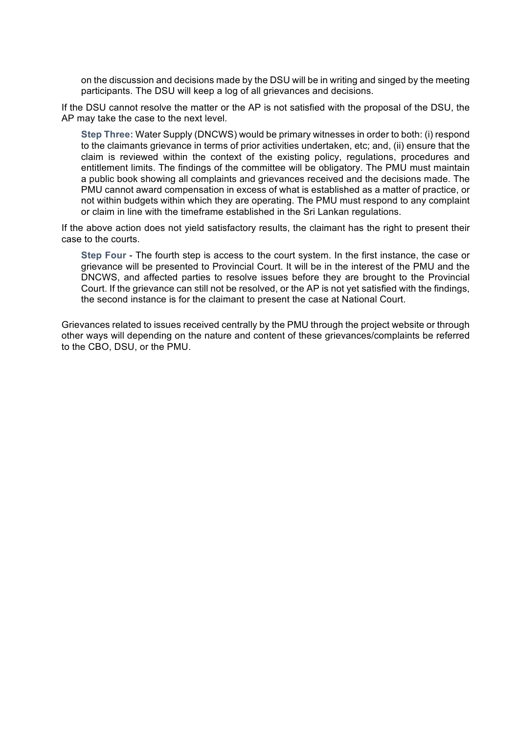on the discussion and decisions made by the DSU will be in writing and singed by the meeting participants. The DSU will keep a log of all grievances and decisions.

If the DSU cannot resolve the matter or the AP is not satisfied with the proposal of the DSU, the AP may take the case to the next level.

**Step Three:** Water Supply (DNCWS) would be primary witnesses in order to both: (i) respond to the claimants grievance in terms of prior activities undertaken, etc; and, (ii) ensure that the claim is reviewed within the context of the existing policy, regulations, procedures and entitlement limits. The findings of the committee will be obligatory. The PMU must maintain a public book showing all complaints and grievances received and the decisions made. The PMU cannot award compensation in excess of what is established as a matter of practice, or not within budgets within which they are operating. The PMU must respond to any complaint or claim in line with the timeframe established in the Sri Lankan regulations.

If the above action does not yield satisfactory results, the claimant has the right to present their case to the courts.

**Step Four** - The fourth step is access to the court system. In the first instance, the case or grievance will be presented to Provincial Court. It will be in the interest of the PMU and the DNCWS, and affected parties to resolve issues before they are brought to the Provincial Court. If the grievance can still not be resolved, or the AP is not yet satisfied with the findings, the second instance is for the claimant to present the case at National Court.

Grievances related to issues received centrally by the PMU through the project website or through other ways will depending on the nature and content of these grievances/complaints be referred to the CBO, DSU, or the PMU.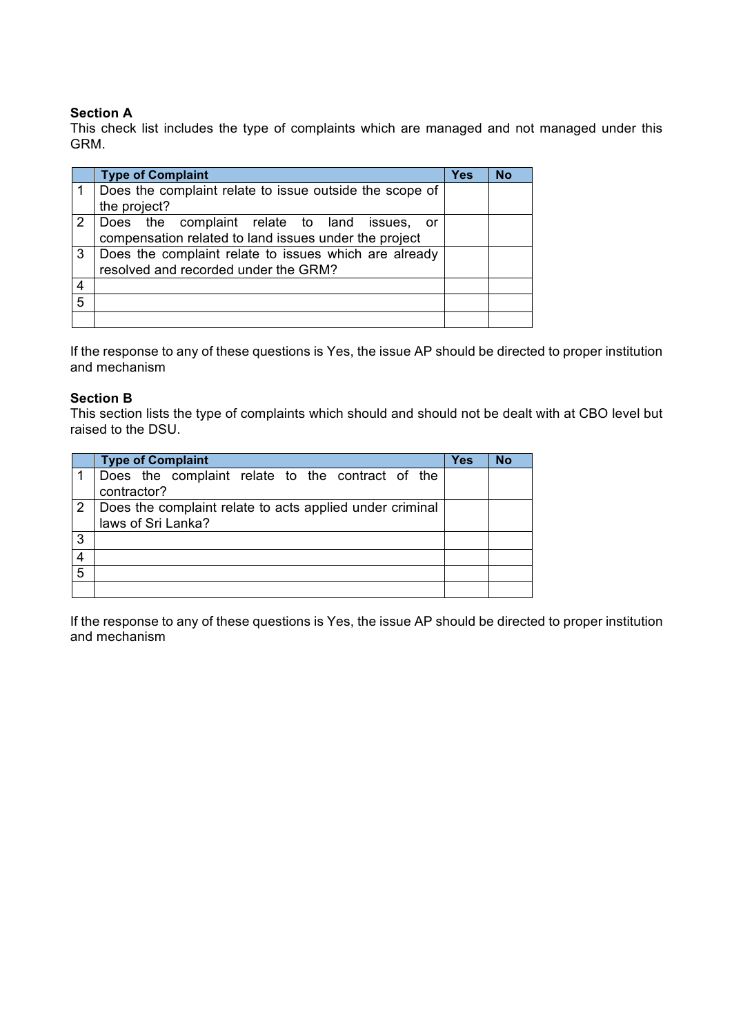**Section A**

This check list includes the type of complaints which are managed and not managed under this GRM.

| | Type of Complaint | Yes | No |
|---|---|---|---|
| 1 | Does the complaint relate to issue outside the scope of the project? | | |
| 2 | Does the complaint relate to land issues, or compensation related to land issues under the project | | |
| 3 | Does the complaint relate to issues which are already resolved and recorded under the GRM? | | |
| 4 | | | |
| 5 | | | |
| | | | |

If the response to any of these questions is Yes, the issue AP should be directed to proper institution and mechanism

**Section B**

This section lists the type of complaints which should and should not be dealt with at CBO level but raised to the DSU.

| | Type of Complaint | Yes | No |
|---|---|---|---|
| 1 | Does the complaint relate to the contract of the contractor? | | |
| 2 | Does the complaint relate to acts applied under criminal laws of Sri Lanka? | | |
| 3 | | | |
| 4 | | | |
| 5 | | | |
| | | | |

If the response to any of these questions is Yes, the issue AP should be directed to proper institution and mechanism